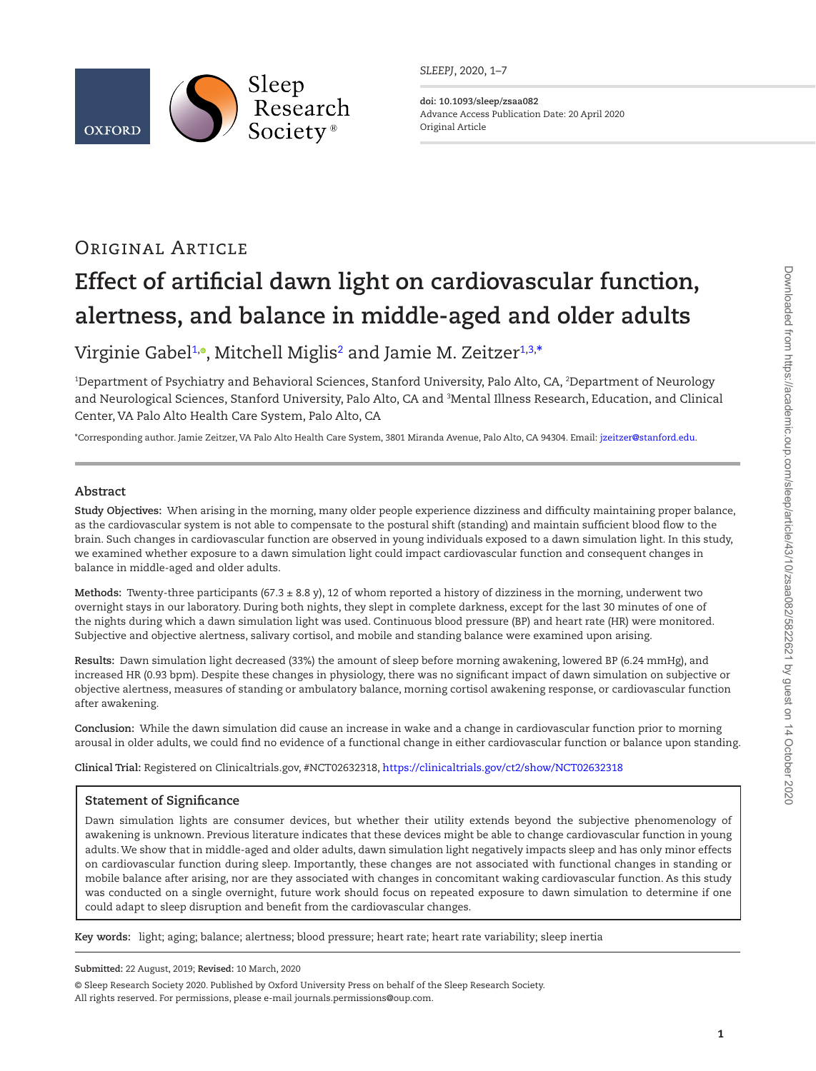Original Article

# Effect of artificial dawn light on cardiovascular function, alertness, and balance in middle-aged and older adults

Virginie Gabel[1], Mitchell Miglis[2] and Jamie M. Zeitzer[1,3,*]

[1]Department of Psychiatry and Behavioral Sciences, Stanford University, Palo Alto, CA, [2]Department of Neurology and Neurological Sciences, Stanford University, Palo Alto, CA and [3]Mental Illness Research, Education, and Clinical Center, VA Palo Alto Health Care System, Palo Alto, CA

*Corresponding author. Jamie Zeitzer, VA Palo Alto Health Care System, 3801 Miranda Avenue, Palo Alto, CA 94304. Email: jzeitzer@stanford.edu.

## Abstract

**Study Objectives:** When arising in the morning, many older people experience dizziness and difficulty maintaining proper balance, as the cardiovascular system is not able to compensate to the postural shift (standing) and maintain sufficient blood flow to the brain. Such changes in cardiovascular function are observed in young individuals exposed to a dawn simulation light. In this study, we examined whether exposure to a dawn simulation light could impact cardiovascular function and consequent changes in balance in middle-aged and older adults.

**Methods:** Twenty-three participants (67.3 ± 8.8 y), 12 of whom reported a history of dizziness in the morning, underwent two overnight stays in our laboratory. During both nights, they slept in complete darkness, except for the last 30 minutes of one of the nights during which a dawn simulation light was used. Continuous blood pressure (BP) and heart rate (HR) were monitored. Subjective and objective alertness, salivary cortisol, and mobile and standing balance were examined upon arising.

**Results:** Dawn simulation light decreased (33%) the amount of sleep before morning awakening, lowered BP (6.24 mmHg), and increased HR (0.93 bpm). Despite these changes in physiology, there was no significant impact of dawn simulation on subjective or objective alertness, measures of standing or ambulatory balance, morning cortisol awakening response, or cardiovascular function after awakening.

**Conclusion:** While the dawn simulation did cause an increase in wake and a change in cardiovascular function prior to morning arousal in older adults, we could find no evidence of a functional change in either cardiovascular function or balance upon standing.

**Clinical Trial:** Registered on Clinicaltrials.gov, #NCT02632318, https://clinicaltrials.gov/ct2/show/NCT02632318

### Statement of Significance

Dawn simulation lights are consumer devices, but whether their utility extends beyond the subjective phenomenology of awakening is unknown. Previous literature indicates that these devices might be able to change cardiovascular function in young adults. We show that in middle-aged and older adults, dawn simulation light negatively impacts sleep and has only minor effects on cardiovascular function during sleep. Importantly, these changes are not associated with functional changes in standing or mobile balance after arising, nor are they associated with changes in concomitant waking cardiovascular function. As this study was conducted on a single overnight, future work should focus on repeated exposure to dawn simulation to determine if one could adapt to sleep disruption and benefit from the cardiovascular changes.

**Key words:** light; aging; balance; alertness; blood pressure; heart rate; heart rate variability; sleep inertia

**Submitted:** 22 August, 2019; **Revised:** 10 March, 2020

© Sleep Research Society 2020. Published by Oxford University Press on behalf of the Sleep Research Society.
All rights reserved. For permissions, please e-mail journals.permissions@oup.com.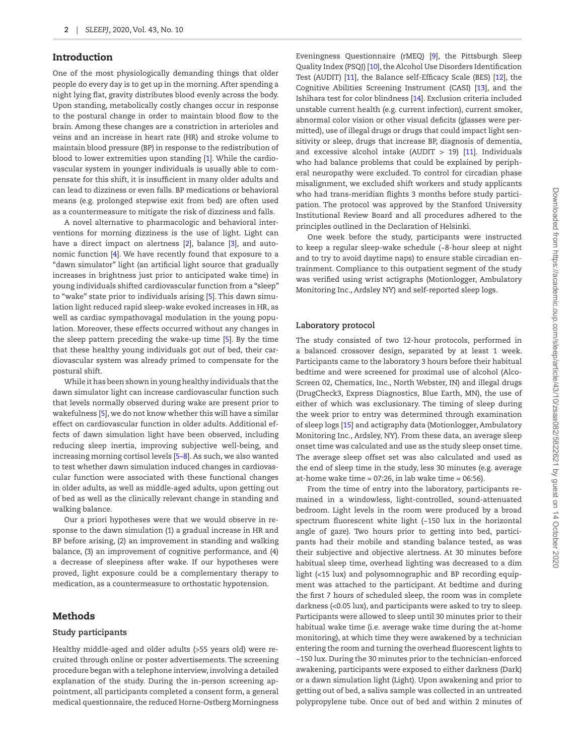## Introduction

One of the most physiologically demanding things that older people do every day is to get up in the morning. After spending a night lying flat, gravity distributes blood evenly across the body. Upon standing, metabolically costly changes occur in response to the postural change in order to maintain blood flow to the brain. Among these changes are a constriction in arterioles and veins and an increase in heart rate (HR) and stroke volume to maintain blood pressure (BP) in response to the redistribution of blood to lower extremities upon standing [1]. While the cardiovascular system in younger individuals is usually able to compensate for this shift, it is insufficient in many older adults and can lead to dizziness or even falls. BP medications or behavioral means (e.g. prolonged stepwise exit from bed) are often used as a countermeasure to mitigate the risk of dizziness and falls.

A novel alternative to pharmacologic and behavioral interventions for morning dizziness is the use of light. Light can have a direct impact on alertness [2], balance [3], and autonomic function [4]. We have recently found that exposure to a "dawn simulator" light (an artificial light source that gradually increases in brightness just prior to anticipated wake time) in young individuals shifted cardiovascular function from a "sleep" to "wake" state prior to individuals arising [5]. This dawn simulation light reduced rapid sleep-wake evoked increases in HR, as well as cardiac sympathovagal modulation in the young population. Moreover, these effects occurred without any changes in the sleep pattern preceding the wake-up time [5]. By the time that these healthy young individuals got out of bed, their cardiovascular system was already primed to compensate for the postural shift.

While it has been shown in young healthy individuals that the dawn simulator light can increase cardiovascular function such that levels normally observed during wake are present prior to wakefulness [5], we do not know whether this will have a similar effect on cardiovascular function in older adults. Additional effects of dawn simulation light have been observed, including reducing sleep inertia, improving subjective well-being, and increasing morning cortisol levels [5–8]. As such, we also wanted to test whether dawn simulation induced changes in cardiovascular function were associated with these functional changes in older adults, as well as middle-aged adults, upon getting out of bed as well as the clinically relevant change in standing and walking balance.

Our a priori hypotheses were that we would observe in response to the dawn simulation (1) a gradual increase in HR and BP before arising, (2) an improvement in standing and walking balance, (3) an improvement of cognitive performance, and (4) a decrease of sleepiness after wake. If our hypotheses were proved, light exposure could be a complementary therapy to medication, as a countermeasure to orthostatic hypotension.

## Methods

### Study participants

Healthy middle-aged and older adults (>55 years old) were recruited through online or poster advertisements. The screening procedure began with a telephone interview, involving a detailed explanation of the study. During the in-person screening appointment, all participants completed a consent form, a general medical questionnaire, the reduced Horne-Ostberg Morningness Eveningness Questionnaire (rMEQ) [9], the Pittsburgh Sleep Quality Index (PSQI) [10], the Alcohol Use Disorders Identification Test (AUDIT) [11], the Balance self-Efficacy Scale (BES) [12], the Cognitive Abilities Screening Instrument (CASI) [13], and the Ishihara test for color blindness [14]. Exclusion criteria included unstable current health (e.g. current infection), current smoker, abnormal color vision or other visual deficits (glasses were permitted), use of illegal drugs or drugs that could impact light sensitivity or sleep, drugs that increase BP, diagnosis of dementia, and excessive alcohol intake (AUDIT > 19) [11]. Individuals who had balance problems that could be explained by peripheral neuropathy were excluded. To control for circadian phase misalignment, we excluded shift workers and study applicants who had trans-meridian flights 3 months before study participation. The protocol was approved by the Stanford University Institutional Review Board and all procedures adhered to the principles outlined in the Declaration of Helsinki.

One week before the study, participants were instructed to keep a regular sleep-wake schedule (~8-hour sleep at night and to try to avoid daytime naps) to ensure stable circadian entrainment. Compliance to this outpatient segment of the study was verified using wrist actigraphs (Motionlogger, Ambulatory Monitoring Inc., Ardsley NY) and self-reported sleep logs.

### Laboratory protocol

The study consisted of two 12-hour protocols, performed in a balanced crossover design, separated by at least 1 week. Participants came to the laboratory 3 hours before their habitual bedtime and were screened for proximal use of alcohol (Alco-Screen 02, Chematics, Inc., North Webster, IN) and illegal drugs (DrugCheck3, Express Diagnostics, Blue Earth, MN), the use of either of which was exclusionary. The timing of sleep during the week prior to entry was determined through examination of sleep logs [15] and actigraphy data (Motionlogger, Ambulatory Monitoring Inc., Ardsley, NY). From these data, an average sleep onset time was calculated and use as the study sleep onset time. The average sleep offset set was also calculated and used as the end of sleep time in the study, less 30 minutes (e.g. average at-home wake time = 07:26, in lab wake time = 06:56).

From the time of entry into the laboratory, participants remained in a windowless, light-controlled, sound-attenuated bedroom. Light levels in the room were produced by a broad spectrum fluorescent white light (~150 lux in the horizontal angle of gaze). Two hours prior to getting into bed, participants had their mobile and standing balance tested, as was their subjective and objective alertness. At 30 minutes before habitual sleep time, overhead lighting was decreased to a dim light (<15 lux) and polysomnographic and BP recording equipment was attached to the participant. At bedtime and during the first 7 hours of scheduled sleep, the room was in complete darkness (<0.05 lux), and participants were asked to try to sleep. Participants were allowed to sleep until 30 minutes prior to their habitual wake time (i.e. average wake time during the at-home monitoring), at which time they were awakened by a technician entering the room and turning the overhead fluorescent lights to ~150 lux. During the 30 minutes prior to the technician-enforced awakening, participants were exposed to either darkness (Dark) or a dawn simulation light (Light). Upon awakening and prior to getting out of bed, a saliva sample was collected in an untreated polypropylene tube. Once out of bed and within 2 minutes of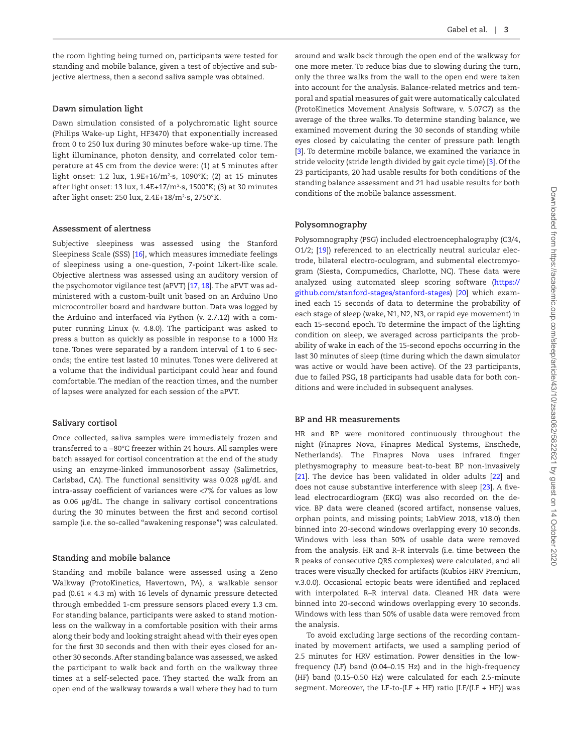the room lighting being turned on, participants were tested for standing and mobile balance, given a test of objective and subjective alertness, then a second saliva sample was obtained.

### Dawn simulation light

Dawn simulation consisted of a polychromatic light source (Philips Wake-up Light, HF3470) that exponentially increased from 0 to 250 lux during 30 minutes before wake-up time. The light illuminance, photon density, and correlated color temperature at 45 cm from the device were: (1) at 5 minutes after light onset: 1.2 lux, 1.9E+16/m$^2$·s, 1090°K; (2) at 15 minutes after light onset: 13 lux, 1.4E+17/m$^2$·s, 1500°K; (3) at 30 minutes after light onset: 250 lux, 2.4E+18/m$^2$·s, 2750°K.

### Assessment of alertness

Subjective sleepiness was assessed using the Stanford Sleepiness Scale (SSS) [16], which measures immediate feelings of sleepiness using a one-question, 7-point Likert-like scale. Objective alertness was assessed using an auditory version of the psychomotor vigilance test (aPVT) [17, 18]. The aPVT was administered with a custom-built unit based on an Arduino Uno microcontroller board and hardware button. Data was logged by the Arduino and interfaced via Python (v. 2.7.12) with a computer running Linux (v. 4.8.0). The participant was asked to press a button as quickly as possible in response to a 1000 Hz tone. Tones were separated by a random interval of 1 to 6 seconds; the entire test lasted 10 minutes. Tones were delivered at a volume that the individual participant could hear and found comfortable. The median of the reaction times, and the number of lapses were analyzed for each session of the aPVT.

### Salivary cortisol

Once collected, saliva samples were immediately frozen and transferred to a −80°C freezer within 24 hours. All samples were batch assayed for cortisol concentration at the end of the study using an enzyme-linked immunosorbent assay (Salimetrics, Carlsbad, CA). The functional sensitivity was 0.028 µg/dL and intra-assay coefficient of variances were <7% for values as low as 0.06 µg/dL. The change in salivary cortisol concentrations during the 30 minutes between the first and second cortisol sample (i.e. the so-called "awakening response") was calculated.

### Standing and mobile balance

Standing and mobile balance were assessed using a Zeno Walkway (ProtoKinetics, Havertown, PA), a walkable sensor pad (0.61 × 4.3 m) with 16 levels of dynamic pressure detected through embedded 1-cm pressure sensors placed every 1.3 cm. For standing balance, participants were asked to stand motionless on the walkway in a comfortable position with their arms along their body and looking straight ahead with their eyes open for the first 30 seconds and then with their eyes closed for another 30 seconds. After standing balance was assessed, we asked the participant to walk back and forth on the walkway three times at a self-selected pace. They started the walk from an open end of the walkway towards a wall where they had to turn around and walk back through the open end of the walkway for one more meter. To reduce bias due to slowing during the turn, only the three walks from the wall to the open end were taken into account for the analysis. Balance-related metrics and temporal and spatial measures of gait were automatically calculated (ProtoKinetics Movement Analysis Software, v. 5.07C7) as the average of the three walks. To determine standing balance, we examined movement during the 30 seconds of standing while eyes closed by calculating the center of pressure path length [3]. To determine mobile balance, we examined the variance in stride velocity (stride length divided by gait cycle time) [3]. Of the 23 participants, 20 had usable results for both conditions of the standing balance assessment and 21 had usable results for both conditions of the mobile balance assessment.

### Polysomnography

Polysomnography (PSG) included electroencephalography (C3/4, O1/2; [19]) referenced to an electrically neutral auricular electrode, bilateral electro-oculogram, and submental electromyogram (Siesta, Compumedics, Charlotte, NC). These data were analyzed using automated sleep scoring software (https://github.com/stanford-stages/stanford-stages) [20] which examined each 15 seconds of data to determine the probability of each stage of sleep (wake, N1, N2, N3, or rapid eye movement) in each 15-second epoch. To determine the impact of the lighting condition on sleep, we averaged across participants the probability of wake in each of the 15-second epochs occurring in the last 30 minutes of sleep (time during which the dawn simulator was active or would have been active). Of the 23 participants, due to failed PSG, 18 participants had usable data for both conditions and were included in subsequent analyses.

### BP and HR measurements

HR and BP were monitored continuously throughout the night (Finapres Nova, Finapres Medical Systems, Enschede, Netherlands). The Finapres Nova uses infrared finger plethysmography to measure beat-to-beat BP non-invasively [21]. The device has been validated in older adults [22] and does not cause substantive interference with sleep [23]. A five-lead electrocardiogram (EKG) was also recorded on the device. BP data were cleaned (scored artifact, nonsense values, orphan points, and missing points; LabView 2018, v18.0) then binned into 20-second windows overlapping every 10 seconds. Windows with less than 50% of usable data were removed from the analysis. HR and R–R intervals (i.e. time between the R peaks of consecutive QRS complexes) were calculated, and all traces were visually checked for artifacts (Kubios HRV Premium, v.3.0.0). Occasional ectopic beats were identified and replaced with interpolated R–R interval data. Cleaned HR data were binned into 20-second windows overlapping every 10 seconds. Windows with less than 50% of usable data were removed from the analysis.

To avoid excluding large sections of the recording contaminated by movement artifacts, we used a sampling period of 2.5 minutes for HRV estimation. Power densities in the low-frequency (LF) band (0.04–0.15 Hz) and in the high-frequency (HF) band (0.15–0.50 Hz) were calculated for each 2.5-minute segment. Moreover, the LF-to-(LF + HF) ratio [LF/(LF + HF)] was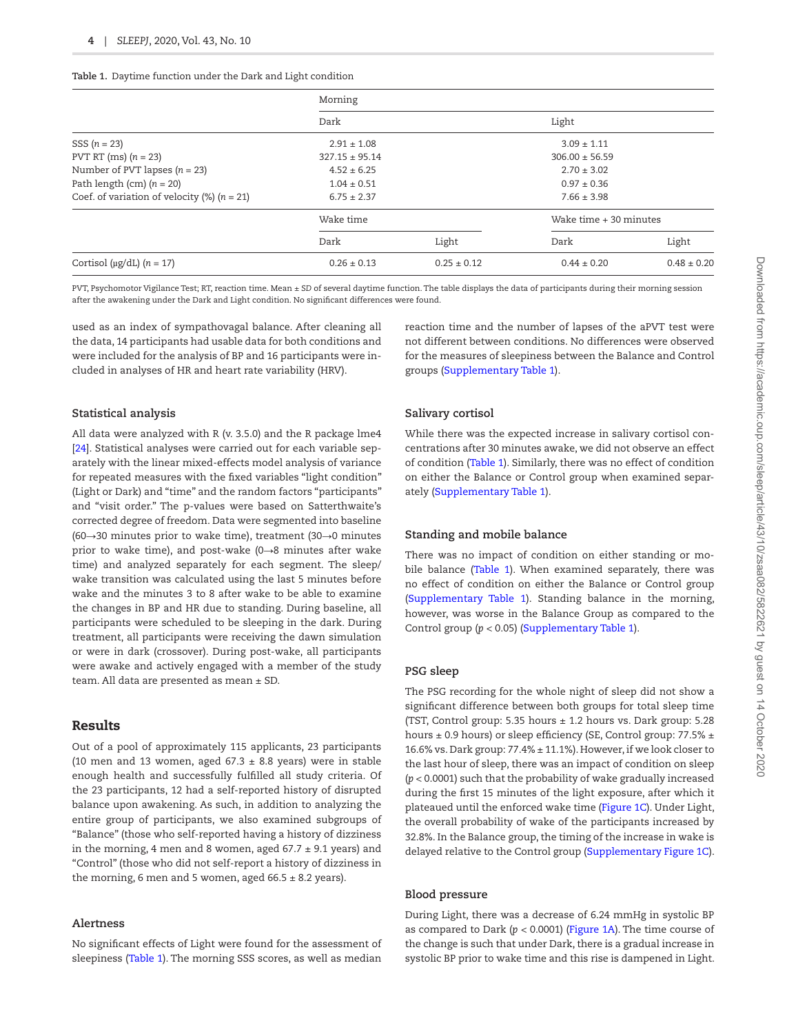**Table 1.** Daytime function under the Dark and Light condition

| | Morning | | | |
|---|---|---|---|---|
| | Dark | | Light | |
| SSS ($n = 23$) | 2.91 ± 1.08 | | 3.09 ± 1.11 | |
| PVT RT (ms) ($n = 23$) | 327.15 ± 95.14 | | 306.00 ± 56.59 | |
| Number of PVT lapses ($n = 23$) | 4.52 ± 6.25 | | 2.70 ± 3.02 | |
| Path length (cm) ($n = 20$) | 1.04 ± 0.51 | | 0.97 ± 0.36 | |
| Coef. of variation of velocity (%) ($n = 21$) | 6.75 ± 2.37 | | 7.66 ± 3.98 | |
| | Wake time | | Wake time + 30 minutes | |
| | Dark | Light | Dark | Light |
| Cortisol (μg/dL) ($n = 17$) | 0.26 ± 0.13 | 0.25 ± 0.12 | 0.44 ± 0.20 | 0.48 ± 0.20 |

PVT, Psychomotor Vigilance Test; RT, reaction time. Mean ± SD of several daytime function. The table displays the data of participants during their morning session after the awakening under the Dark and Light condition. No significant differences were found.

used as an index of sympathovagal balance. After cleaning all the data, 14 participants had usable data for both conditions and were included for the analysis of BP and 16 participants were included in analyses of HR and heart rate variability (HRV).

### Statistical analysis

All data were analyzed with R (v. 3.5.0) and the R package lme4 [24]. Statistical analyses were carried out for each variable separately with the linear mixed-effects model analysis of variance for repeated measures with the fixed variables "light condition" (Light or Dark) and "time" and the random factors "participants" and "visit order." The p-values were based on Satterthwaite's corrected degree of freedom. Data were segmented into baseline (60→30 minutes prior to wake time), treatment (30→0 minutes prior to wake time), and post-wake (0→8 minutes after wake time) and analyzed separately for each segment. The sleep/wake transition was calculated using the last 5 minutes before wake and the minutes 3 to 8 after wake to be able to examine the changes in BP and HR due to standing. During baseline, all participants were scheduled to be sleeping in the dark. During treatment, all participants were receiving the dawn simulation or were in dark (crossover). During post-wake, all participants were awake and actively engaged with a member of the study team. All data are presented as mean ± SD.

## Results

Out of a pool of approximately 115 applicants, 23 participants (10 men and 13 women, aged 67.3 ± 8.8 years) were in stable enough health and successfully fulfilled all study criteria. Of the 23 participants, 12 had a self-reported history of disrupted balance upon awakening. As such, in addition to analyzing the entire group of participants, we also examined subgroups of "Balance" (those who self-reported having a history of dizziness in the morning, 4 men and 8 women, aged 67.7 ± 9.1 years) and "Control" (those who did not self-report a history of dizziness in the morning, 6 men and 5 women, aged 66.5 ± 8.2 years).

### Alertness

No significant effects of Light were found for the assessment of sleepiness (Table 1). The morning SSS scores, as well as median reaction time and the number of lapses of the aPVT test were not different between conditions. No differences were observed for the measures of sleepiness between the Balance and Control groups (Supplementary Table 1).

### Salivary cortisol

While there was the expected increase in salivary cortisol concentrations after 30 minutes awake, we did not observe an effect of condition (Table 1). Similarly, there was no effect of condition on either the Balance or Control group when examined separately (Supplementary Table 1).

### Standing and mobile balance

There was no impact of condition on either standing or mobile balance (Table 1). When examined separately, there was no effect of condition on either the Balance or Control group (Supplementary Table 1). Standing balance in the morning, however, was worse in the Balance Group as compared to the Control group ($p < 0.05$) (Supplementary Table 1).

### PSG sleep

The PSG recording for the whole night of sleep did not show a significant difference between both groups for total sleep time (TST, Control group: 5.35 hours ± 1.2 hours vs. Dark group: 5.28 hours ± 0.9 hours) or sleep efficiency (SE, Control group: 77.5% ± 16.6% vs. Dark group: 77.4% ± 11.1%). However, if we look closer to the last hour of sleep, there was an impact of condition on sleep ($p < 0.0001$) such that the probability of wake gradually increased during the first 15 minutes of the light exposure, after which it plateaued until the enforced wake time (Figure 1C). Under Light, the overall probability of wake of the participants increased by 32.8%. In the Balance group, the timing of the increase in wake is delayed relative to the Control group (Supplementary Figure 1C).

### Blood pressure

During Light, there was a decrease of 6.24 mmHg in systolic BP as compared to Dark ($p < 0.0001$) (Figure 1A). The time course of the change is such that under Dark, there is a gradual increase in systolic BP prior to wake time and this rise is dampened in Light.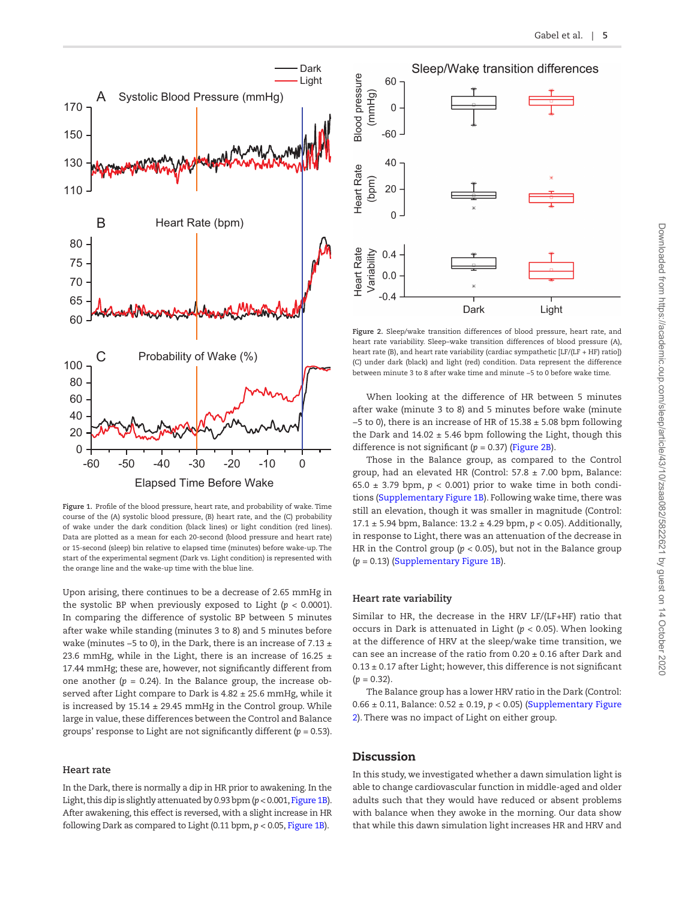Figure 1. Profile of the blood pressure, heart rate, and probability of wake. Time course of the (A) systolic blood pressure, (B) heart rate, and the (C) probability of wake under the dark condition (black lines) or light condition (red lines). Data are plotted as a mean for each 20-second (blood pressure and heart rate) or 15-second (sleep) bin relative to elapsed time (minutes) before wake-up. The start of the experimental segment (Dark vs. Light condition) is represented with the orange line and the wake-up time with the blue line.

Upon arising, there continues to be a decrease of 2.65 mmHg in the systolic BP when previously exposed to Light ($p$ < 0.0001). In comparing the difference of systolic BP between 5 minutes after wake while standing (minutes 3 to 8) and 5 minutes before wake (minutes −5 to 0), in the Dark, there is an increase of 7.13 ± 23.6 mmHg, while in the Light, there is an increase of 16.25 ± 17.44 mmHg; these are, however, not significantly different from one another ($p$ = 0.24). In the Balance group, the increase observed after Light compare to Dark is 4.82 ± 25.6 mmHg, while it is increased by 15.14 ± 29.45 mmHg in the Control group. While large in value, these differences between the Control and Balance groups' response to Light are not significantly different ($p$ = 0.53).

### Heart rate

In the Dark, there is normally a dip in HR prior to awakening. In the Light, this dip is slightly attenuated by 0.93 bpm ($p$ < 0.001, Figure 1B). After awakening, this effect is reversed, with a slight increase in HR following Dark as compared to Light (0.11 bpm, $p$ < 0.05, Figure 1B).

Figure 2. Sleep/wake transition differences of blood pressure, heart rate, and heart rate variability. Sleep–wake transition differences of blood pressure (A), heart rate (B), and heart rate variability (cardiac sympathetic [LF/(LF + HF) ratio]) (C) under dark (black) and light (red) condition. Data represent the difference between minute 3 to 8 after wake time and minute −5 to 0 before wake time.

When looking at the difference of HR between 5 minutes after wake (minute 3 to 8) and 5 minutes before wake (minute −5 to 0), there is an increase of HR of 15.38 ± 5.08 bpm following the Dark and 14.02 ± 5.46 bpm following the Light, though this difference is not significant ($p$ = 0.37) (Figure 2B).

Those in the Balance group, as compared to the Control group, had an elevated HR (Control: 57.8 ± 7.00 bpm, Balance: 65.0 ± 3.79 bpm, $p$ < 0.001) prior to wake time in both conditions (Supplementary Figure 1B). Following wake time, there was still an elevation, though it was smaller in magnitude (Control: 17.1 ± 5.94 bpm, Balance: 13.2 ± 4.29 bpm, $p$ < 0.05). Additionally, in response to Light, there was an attenuation of the decrease in HR in the Control group ($p$ < 0.05), but not in the Balance group ($p$ = 0.13) (Supplementary Figure 1B).

### Heart rate variability

Similar to HR, the decrease in the HRV LF/(LF+HF) ratio that occurs in Dark is attenuated in Light ($p$ < 0.05). When looking at the difference of HRV at the sleep/wake time transition, we can see an increase of the ratio from 0.20 ± 0.16 after Dark and 0.13 ± 0.17 after Light; however, this difference is not significant ($p$ = 0.32).

The Balance group has a lower HRV ratio in the Dark (Control: 0.66 ± 0.11, Balance: 0.52 ± 0.19, $p$ < 0.05) (Supplementary Figure 2). There was no impact of Light on either group.

## Discussion

In this study, we investigated whether a dawn simulation light is able to change cardiovascular function in middle-aged and older adults such that they would have reduced or absent problems with balance when they awoke in the morning. Our data show that while this dawn simulation light increases HR and HRV and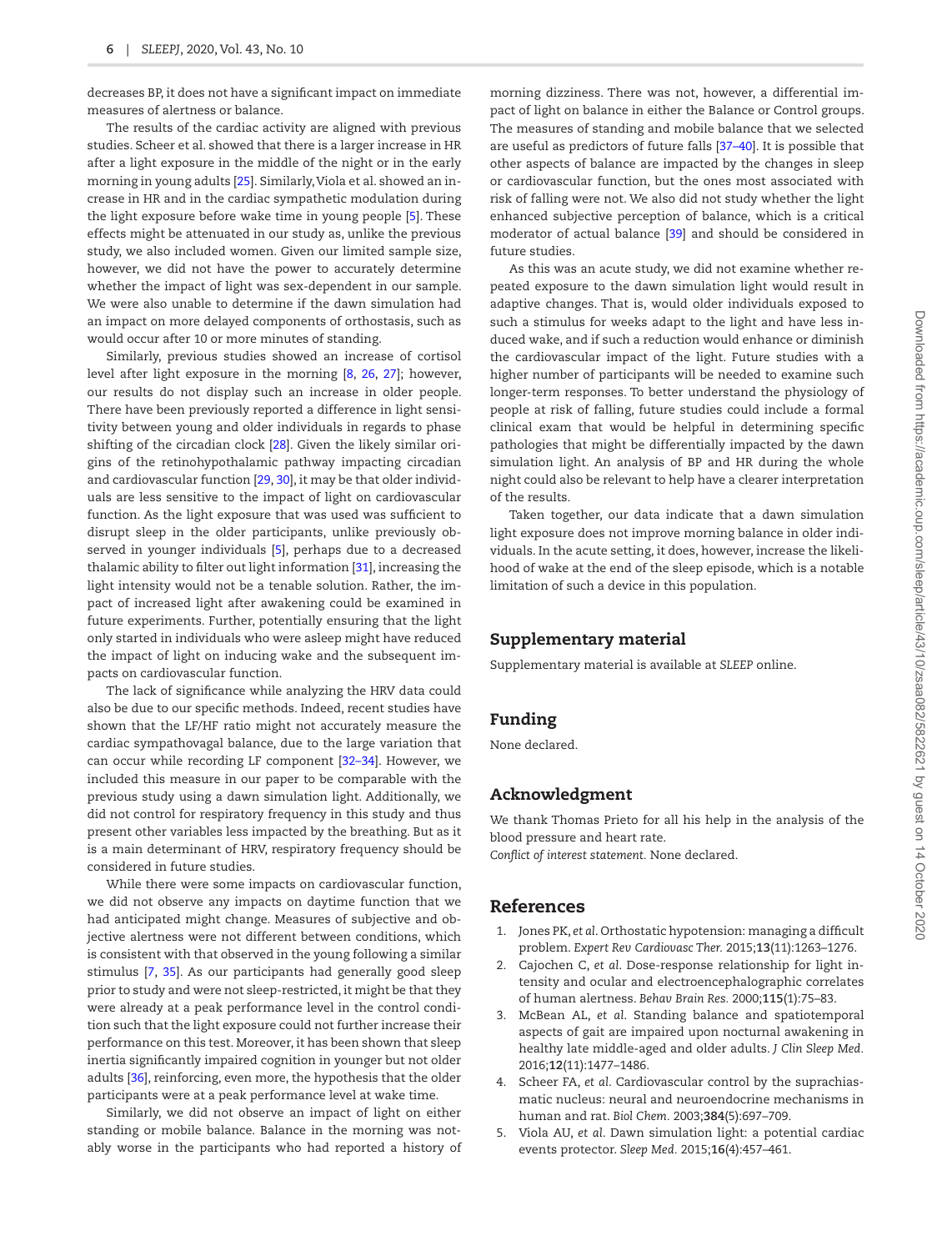decreases BP, it does not have a significant impact on immediate measures of alertness or balance.

The results of the cardiac activity are aligned with previous studies. Scheer et al. showed that there is a larger increase in HR after a light exposure in the middle of the night or in the early morning in young adults [25]. Similarly, Viola et al. showed an increase in HR and in the cardiac sympathetic modulation during the light exposure before wake time in young people [5]. These effects might be attenuated in our study as, unlike the previous study, we also included women. Given our limited sample size, however, we did not have the power to accurately determine whether the impact of light was sex-dependent in our sample. We were also unable to determine if the dawn simulation had an impact on more delayed components of orthostasis, such as would occur after 10 or more minutes of standing.

Similarly, previous studies showed an increase of cortisol level after light exposure in the morning [8, 26, 27]; however, our results do not display such an increase in older people. There have been previously reported a difference in light sensitivity between young and older individuals in regards to phase shifting of the circadian clock [28]. Given the likely similar origins of the retinohypothalamic pathway impacting circadian and cardiovascular function [29, 30], it may be that older individuals are less sensitive to the impact of light on cardiovascular function. As the light exposure that was used was sufficient to disrupt sleep in the older participants, unlike previously observed in younger individuals [5], perhaps due to a decreased thalamic ability to filter out light information [31], increasing the light intensity would not be a tenable solution. Rather, the impact of increased light after awakening could be examined in future experiments. Further, potentially ensuring that the light only started in individuals who were asleep might have reduced the impact of light on inducing wake and the subsequent impacts on cardiovascular function.

The lack of significance while analyzing the HRV data could also be due to our specific methods. Indeed, recent studies have shown that the LF/HF ratio might not accurately measure the cardiac sympathovagal balance, due to the large variation that can occur while recording LF component [32–34]. However, we included this measure in our paper to be comparable with the previous study using a dawn simulation light. Additionally, we did not control for respiratory frequency in this study and thus present other variables less impacted by the breathing. But as it is a main determinant of HRV, respiratory frequency should be considered in future studies.

While there were some impacts on cardiovascular function, we did not observe any impacts on daytime function that we had anticipated might change. Measures of subjective and objective alertness were not different between conditions, which is consistent with that observed in the young following a similar stimulus [7, 35]. As our participants had generally good sleep prior to study and were not sleep-restricted, it might be that they were already at a peak performance level in the control condition such that the light exposure could not further increase their performance on this test. Moreover, it has been shown that sleep inertia significantly impaired cognition in younger but not older adults [36], reinforcing, even more, the hypothesis that the older participants were at a peak performance level at wake time.

Similarly, we did not observe an impact of light on either standing or mobile balance. Balance in the morning was notably worse in the participants who had reported a history of morning dizziness. There was not, however, a differential impact of light on balance in either the Balance or Control groups. The measures of standing and mobile balance that we selected are useful as predictors of future falls [37–40]. It is possible that other aspects of balance are impacted by the changes in sleep or cardiovascular function, but the ones most associated with risk of falling were not. We also did not study whether the light enhanced subjective perception of balance, which is a critical moderator of actual balance [39] and should be considered in future studies.

As this was an acute study, we did not examine whether repeated exposure to the dawn simulation light would result in adaptive changes. That is, would older individuals exposed to such a stimulus for weeks adapt to the light and have less induced wake, and if such a reduction would enhance or diminish the cardiovascular impact of the light. Future studies with a higher number of participants will be needed to examine such longer-term responses. To better understand the physiology of people at risk of falling, future studies could include a formal clinical exam that would be helpful in determining specific pathologies that might be differentially impacted by the dawn simulation light. An analysis of BP and HR during the whole night could also be relevant to help have a clearer interpretation of the results.

Taken together, our data indicate that a dawn simulation light exposure does not improve morning balance in older individuals. In the acute setting, it does, however, increase the likelihood of wake at the end of the sleep episode, which is a notable limitation of such a device in this population.

## Supplementary material

Supplementary material is available at *SLEEP* online.

## Funding

None declared.

## Acknowledgment

We thank Thomas Prieto for all his help in the analysis of the blood pressure and heart rate.

*Conflict of interest statement*. None declared.

## References

1. Jones PK, *et al*. Orthostatic hypotension: managing a difficult problem. *Expert Rev Cardiovasc Ther*. 2015;**13**(11):1263–1276.
2. Cajochen C, *et al*. Dose-response relationship for light intensity and ocular and electroencephalographic correlates of human alertness. *Behav Brain Res*. 2000;**115**(1):75–83.
3. McBean AL, *et al*. Standing balance and spatiotemporal aspects of gait are impaired upon nocturnal awakening in healthy late middle-aged and older adults. *J Clin Sleep Med*. 2016;**12**(11):1477–1486.
4. Scheer FA, *et al*. Cardiovascular control by the suprachiasmatic nucleus: neural and neuroendocrine mechanisms in human and rat. *Biol Chem*. 2003;**384**(5):697–709.
5. Viola AU, *et al*. Dawn simulation light: a potential cardiac events protector. *Sleep Med*. 2015;**16**(4):457–461.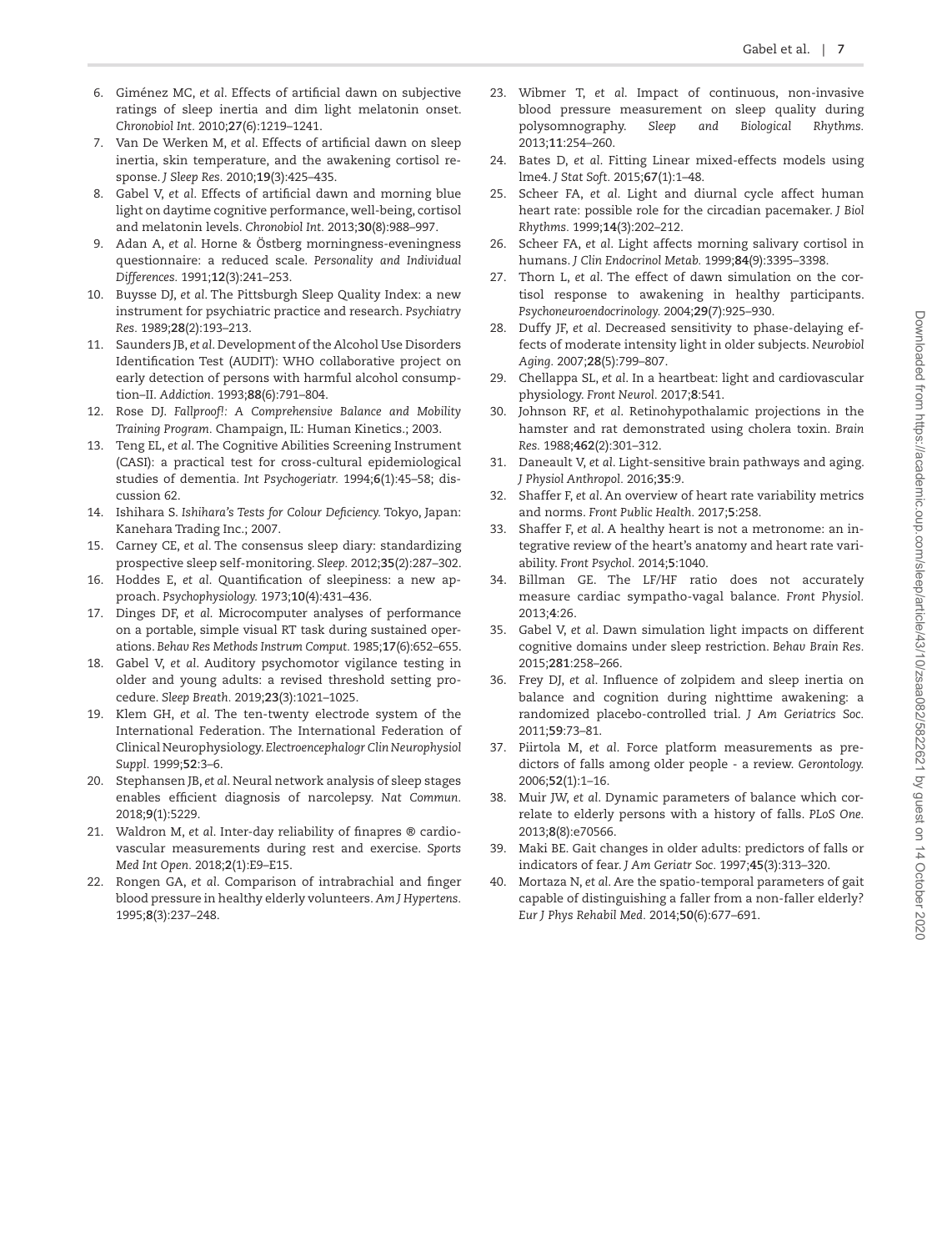6. Giménez MC, *et al*. Effects of artificial dawn on subjective ratings of sleep inertia and dim light melatonin onset. *Chronobiol Int*. 2010;**27**(6):1219–1241.
7. Van De Werken M, *et al*. Effects of artificial dawn on sleep inertia, skin temperature, and the awakening cortisol response. *J Sleep Res*. 2010;**19**(3):425–435.
8. Gabel V, *et al*. Effects of artificial dawn and morning blue light on daytime cognitive performance, well-being, cortisol and melatonin levels. *Chronobiol Int*. 2013;**30**(8):988–997.
9. Adan A, *et al*. Horne & Östberg morningness-eveningness questionnaire: a reduced scale. *Personality and Individual Differences*. 1991;**12**(3):241–253.
10. Buysse DJ, *et al*. The Pittsburgh Sleep Quality Index: a new instrument for psychiatric practice and research. *Psychiatry Res*. 1989;**28**(2):193–213.
11. Saunders JB, *et al*. Development of the Alcohol Use Disorders Identification Test (AUDIT): WHO collaborative project on early detection of persons with harmful alcohol consumption–II. *Addiction*. 1993;**88**(6):791–804.
12. Rose DJ. *Fallproof!: A Comprehensive Balance and Mobility Training Program*. Champaign, IL: Human Kinetics.; 2003.
13. Teng EL, *et al*. The Cognitive Abilities Screening Instrument (CASI): a practical test for cross-cultural epidemiological studies of dementia. *Int Psychogeriatr*. 1994;**6**(1):45–58; discussion 62.
14. Ishihara S. *Ishihara's Tests for Colour Deficiency*. Tokyo, Japan: Kanehara Trading Inc.; 2007.
15. Carney CE, *et al*. The consensus sleep diary: standardizing prospective sleep self-monitoring. *Sleep*. 2012;**35**(2):287–302.
16. Hoddes E, *et al*. Quantification of sleepiness: a new approach. *Psychophysiology*. 1973;**10**(4):431–436.
17. Dinges DF, *et al*. Microcomputer analyses of performance on a portable, simple visual RT task during sustained operations. *Behav Res Methods Instrum Comput*. 1985;**17**(6):652–655.
18. Gabel V, *et al*. Auditory psychomotor vigilance testing in older and young adults: a revised threshold setting procedure. *Sleep Breath*. 2019;**23**(3):1021–1025.
19. Klem GH, *et al*. The ten-twenty electrode system of the International Federation. The International Federation of Clinical Neurophysiology. *Electroencephalogr Clin Neurophysiol Suppl*. 1999;**52**:3–6.
20. Stephansen JB, *et al*. Neural network analysis of sleep stages enables efficient diagnosis of narcolepsy. *Nat Commun*. 2018;**9**(1):5229.
21. Waldron M, *et al*. Inter-day reliability of finapres ® cardiovascular measurements during rest and exercise. *Sports Med Int Open*. 2018;**2**(1):E9–E15.
22. Rongen GA, *et al*. Comparison of intrabrachial and finger blood pressure in healthy elderly volunteers. *Am J Hypertens*. 1995;**8**(3):237–248.
23. Wibmer T, *et al*. Impact of continuous, non-invasive blood pressure measurement on sleep quality during polysomnography. *Sleep and Biological Rhythms*. 2013;**11**:254–260.
24. Bates D, *et al*. Fitting Linear mixed-effects models using lme4. *J Stat Soft*. 2015;**67**(1):1–48.
25. Scheer FA, *et al*. Light and diurnal cycle affect human heart rate: possible role for the circadian pacemaker. *J Biol Rhythms*. 1999;**14**(3):202–212.
26. Scheer FA, *et al*. Light affects morning salivary cortisol in humans. *J Clin Endocrinol Metab*. 1999;**84**(9):3395–3398.
27. Thorn L, *et al*. The effect of dawn simulation on the cortisol response to awakening in healthy participants. *Psychoneuroendocrinology*. 2004;**29**(7):925–930.
28. Duffy JF, *et al*. Decreased sensitivity to phase-delaying effects of moderate intensity light in older subjects. *Neurobiol Aging*. 2007;**28**(5):799–807.
29. Chellappa SL, *et al*. In a heartbeat: light and cardiovascular physiology. *Front Neurol*. 2017;**8**:541.
30. Johnson RF, *et al*. Retinohypothalamic projections in the hamster and rat demonstrated using cholera toxin. *Brain Res*. 1988;**462**(2):301–312.
31. Daneault V, *et al*. Light-sensitive brain pathways and aging. *J Physiol Anthropol*. 2016;**35**:9.
32. Shaffer F, *et al*. An overview of heart rate variability metrics and norms. *Front Public Health*. 2017;**5**:258.
33. Shaffer F, *et al*. A healthy heart is not a metronome: an integrative review of the heart's anatomy and heart rate variability. *Front Psychol*. 2014;**5**:1040.
34. Billman GE. The LF/HF ratio does not accurately measure cardiac sympatho-vagal balance. *Front Physiol*. 2013;**4**:26.
35. Gabel V, *et al*. Dawn simulation light impacts on different cognitive domains under sleep restriction. *Behav Brain Res*. 2015;**281**:258–266.
36. Frey DJ, *et al*. Influence of zolpidem and sleep inertia on balance and cognition during nighttime awakening: a randomized placebo-controlled trial. *J Am Geriatrics Soc*. 2011;**59**:73–81.
37. Piirtola M, *et al*. Force platform measurements as predictors of falls among older people - a review. *Gerontology*. 2006;**52**(1):1–16.
38. Muir JW, *et al*. Dynamic parameters of balance which correlate to elderly persons with a history of falls. *PLoS One*. 2013;**8**(8):e70566.
39. Maki BE. Gait changes in older adults: predictors of falls or indicators of fear. *J Am Geriatr Soc*. 1997;**45**(3):313–320.
40. Mortaza N, *et al*. Are the spatio-temporal parameters of gait capable of distinguishing a faller from a non-faller elderly? *Eur J Phys Rehabil Med*. 2014;**50**(6):677–691.